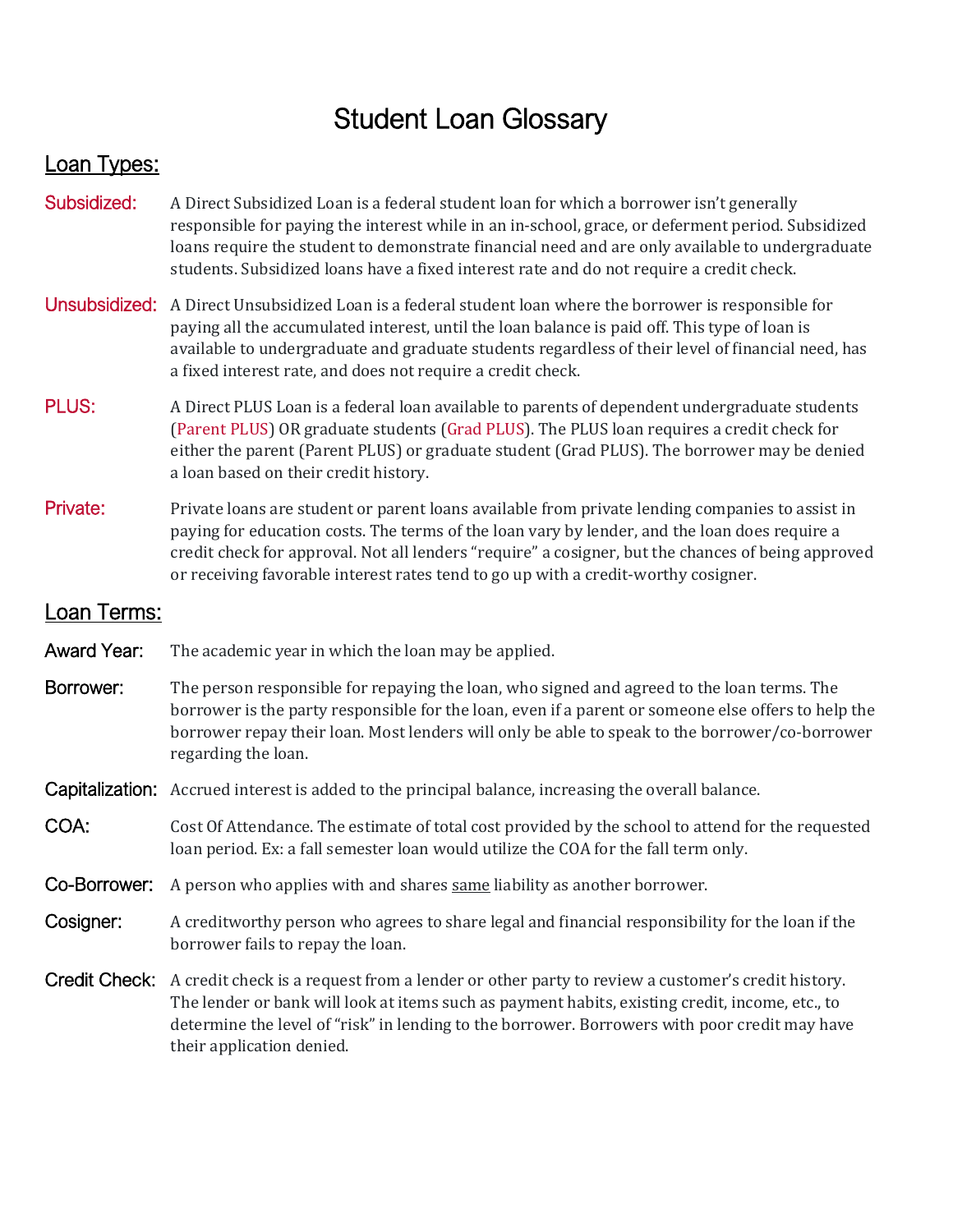# Student Loan Glossary

## Loan Types:

**Subsidized:** A Direct Subsidized Loan is a federal student loan for which a borrower isn't generally responsible for paying the interest while in an in-school, grace, or deferment period. Subsidized loans require the student to demonstrate financial need and are only available to undergraduate students. Subsidized loans have a fixed interest rate and do not require a credit check.

**Unsubsidized:** A Direct Unsubsidized Loan is a federal student loan where the borrower is responsible for paying all the accumulated interest, until the loan balance is paid off. This type of loan is available to undergraduate and graduate students regardless of their level of financial need, has a fixed interest rate, and does not require a credit check.

**PLUS:** A Direct PLUS Loan is a federal loan available to parents of dependent undergraduate students (Parent PLUS) OR graduate students (Grad PLUS). The PLUS loan requires a credit check for either the parent (Parent PLUS) or graduate student (Grad PLUS). The borrower may be denied a loan based on their credit history.

**Private:** Private loans are student or parent loans available from private lending companies to assist in paying for education costs. The terms of the loan vary by lender, and the loan does require a credit check for approval. Not all lenders "require" a cosigner, but the chances of being approved or receiving favorable interest rates tend to go up with a credit-worthy cosigner.

## Loan Terms:

**Award Year:** The academic year in which the loan may be applied.

**Borrower:** The person responsible for repaying the loan, who signed and agreed to the loan terms. The borrower is the party responsible for the loan, even if a parent or someone else offers to help the borrower repay their loan. Most lenders will only be able to speak to the borrower/co-borrower regarding the loan.

**Capitalization:** Accrued interest is added to the principal balance, increasing the overall balance.

**COA:** Cost Of Attendance. The estimate of total cost provided by the school to attend for the requested loan period. Ex: a fall semester loan would utilize the COA for the fall term only.

**Co-Borrower:** A person who applies with and shares same liability as another borrower.

**Cosigner:** A creditworthy person who agrees to share legal and financial responsibility for the loan if the borrower fails to repay the loan.

**Credit Check:** A credit check is a request from a lender or other party to review a customer's credit history. The lender or bank will look at items such as payment habits, existing credit, income, etc., to determine the level of "risk" in lending to the borrower. Borrowers with poor credit may have their application denied.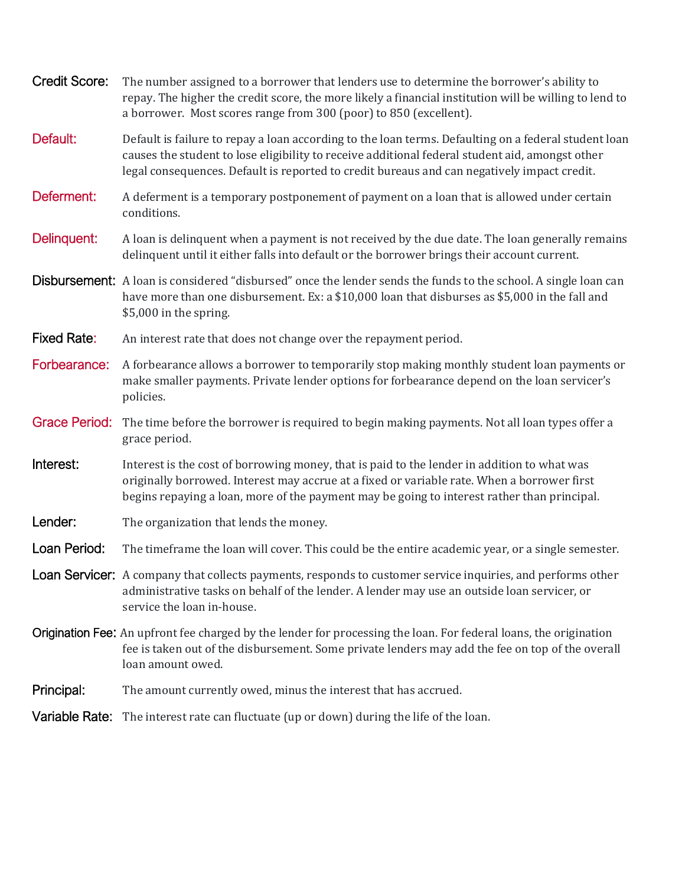**Credit Score:** The number assigned to a borrower that lenders use to determine the borrower's ability to repay. The higher the credit score, the more likely a financial institution will be willing to lend to a borrower. Most scores range from 300 (poor) to 850 (excellent).

**Default:** Default is failure to repay a loan according to the loan terms. Defaulting on a federal student loan causes the student to lose eligibility to receive additional federal student aid, amongst other legal consequences. Default is reported to credit bureaus and can negatively impact credit.

**Deferment:** A deferment is a temporary postponement of payment on a loan that is allowed under certain conditions.

**Delinquent:** A loan is delinquent when a payment is not received by the due date. The loan generally remains delinquent until it either falls into default or the borrower brings their account current.

**Disbursement:** A loan is considered "disbursed" once the lender sends the funds to the school. A single loan can have more than one disbursement. Ex: a $10,000 loan that disburses as $5,000 in the fall and $5,000 in the spring.

**Fixed Rate:** An interest rate that does not change over the repayment period.

**Forbearance:** A forbearance allows a borrower to temporarily stop making monthly student loan payments or make smaller payments. Private lender options for forbearance depend on the loan servicer's policies.

**Grace Period:** The time before the borrower is required to begin making payments. Not all loan types offer a grace period.

**Interest:** Interest is the cost of borrowing money, that is paid to the lender in addition to what was originally borrowed. Interest may accrue at a fixed or variable rate. When a borrower first begins repaying a loan, more of the payment may be going to interest rather than principal.

**Lender:** The organization that lends the money.

**Loan Period:** The timeframe the loan will cover. This could be the entire academic year, or a single semester.

**Loan Servicer:** A company that collects payments, responds to customer service inquiries, and performs other administrative tasks on behalf of the lender. A lender may use an outside loan servicer, or service the loan in-house.

**Origination Fee:** An upfront fee charged by the lender for processing the loan. For federal loans, the origination fee is taken out of the disbursement. Some private lenders may add the fee on top of the overall loan amount owed.

**Principal:** The amount currently owed, minus the interest that has accrued.

**Variable Rate:** The interest rate can fluctuate (up or down) during the life of the loan.